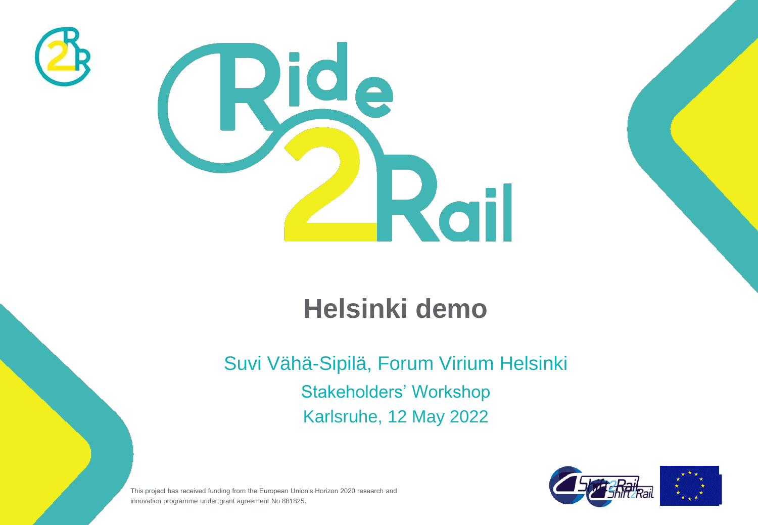# Ride2Rail

## Helsinki demo

Suvi Vähä-Sipilä, Forum Virium Helsinki

Stakeholders' Workshop

Karlsruhe, 12 May 2022

This project has received funding from the European Union's Horizon 2020 research and innovation programme under grant agreement No 881825.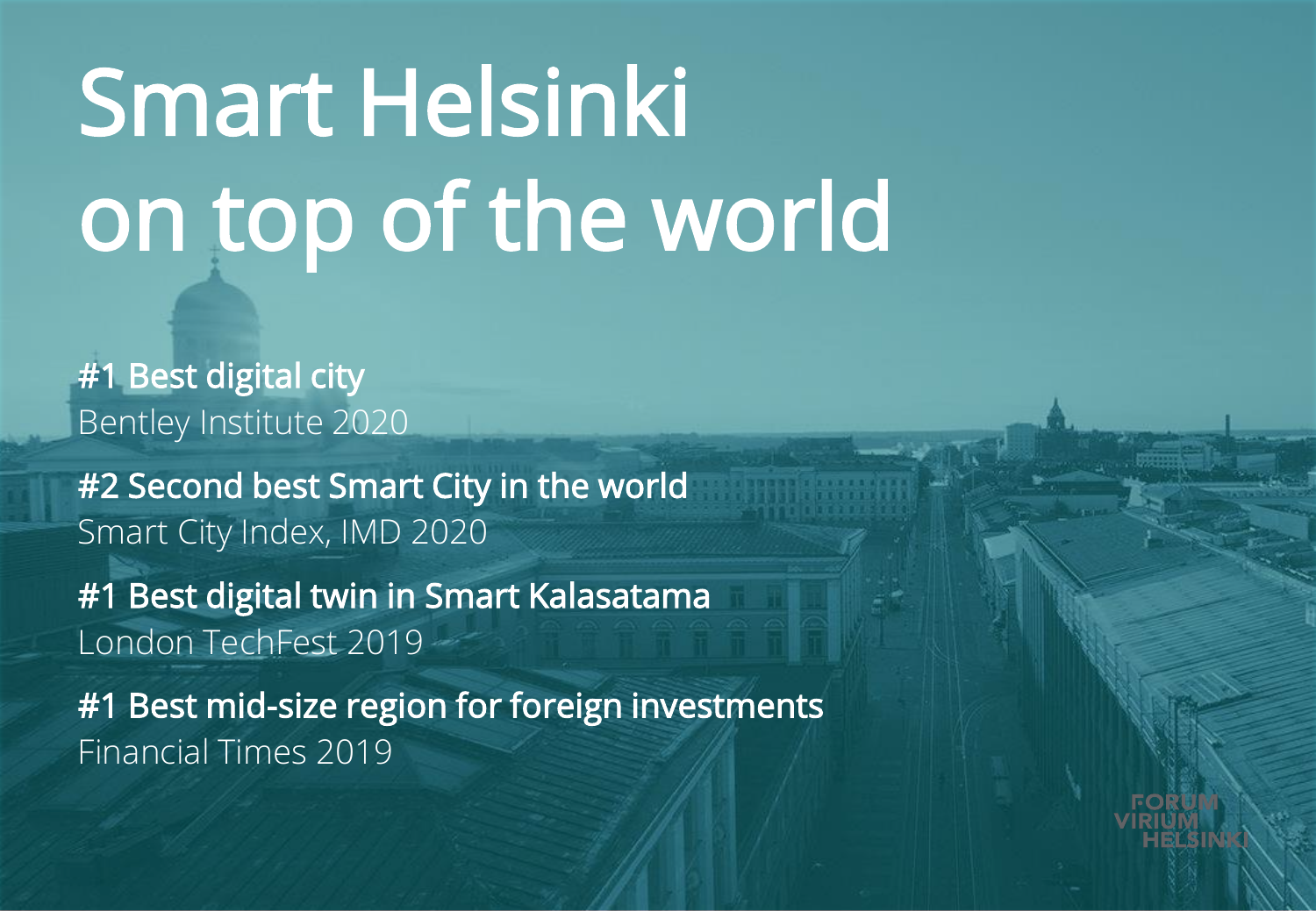# Smart Helsinki on top of the world

**#1 Best digital city**
Bentley Institute 2020

**#2 Second best Smart City in the world**
Smart City Index, IMD 2020

**#1 Best digital twin in Smart Kalasatama**
London TechFest 2019

**#1 Best mid-size region for foreign investments**
Financial Times 2019

FORUM VIRIUM HELSINKI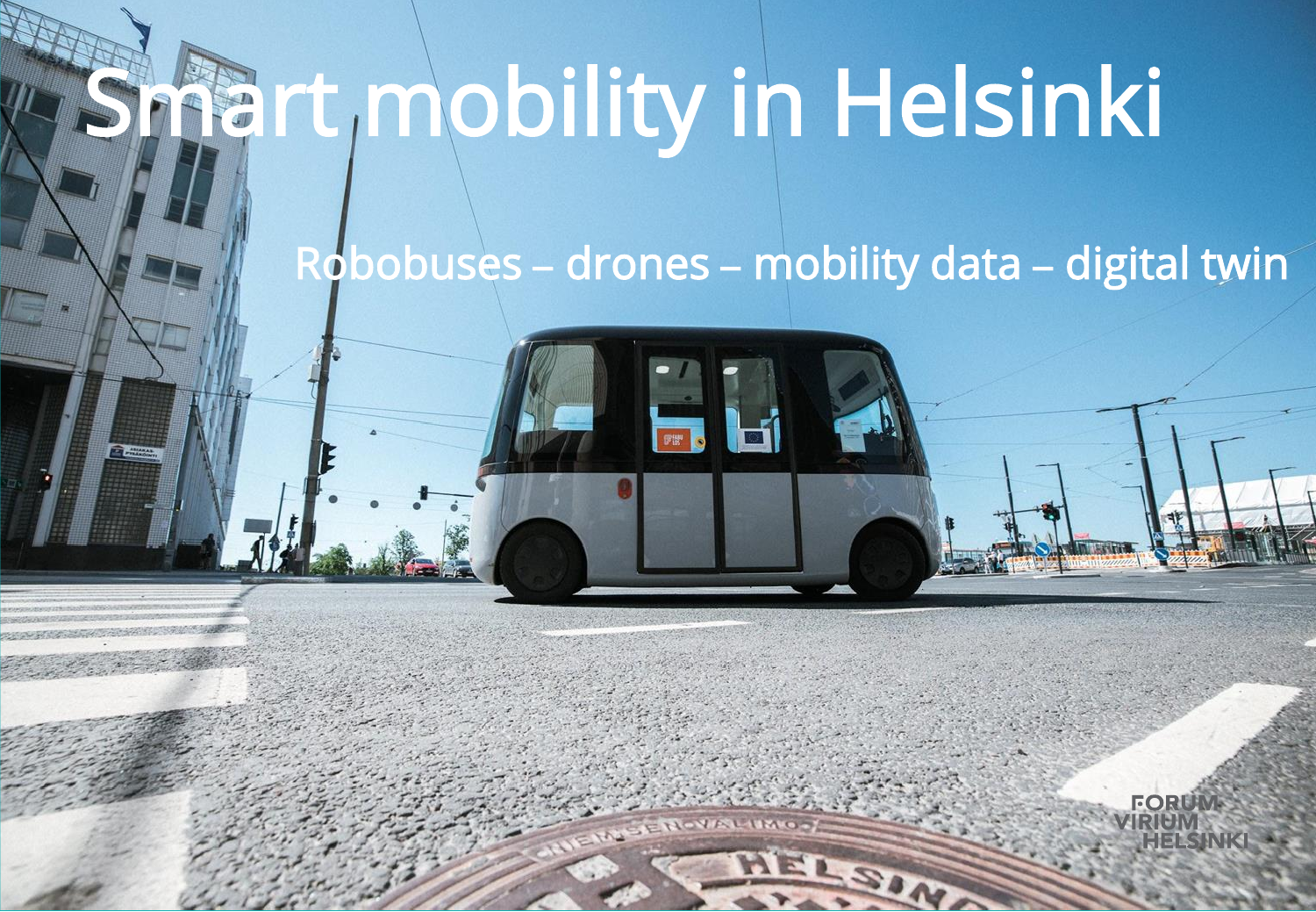# Smart mobility in Helsinki

Robobuses – drones – mobility data – digital twin

FORUM VIRIUM HELSINKI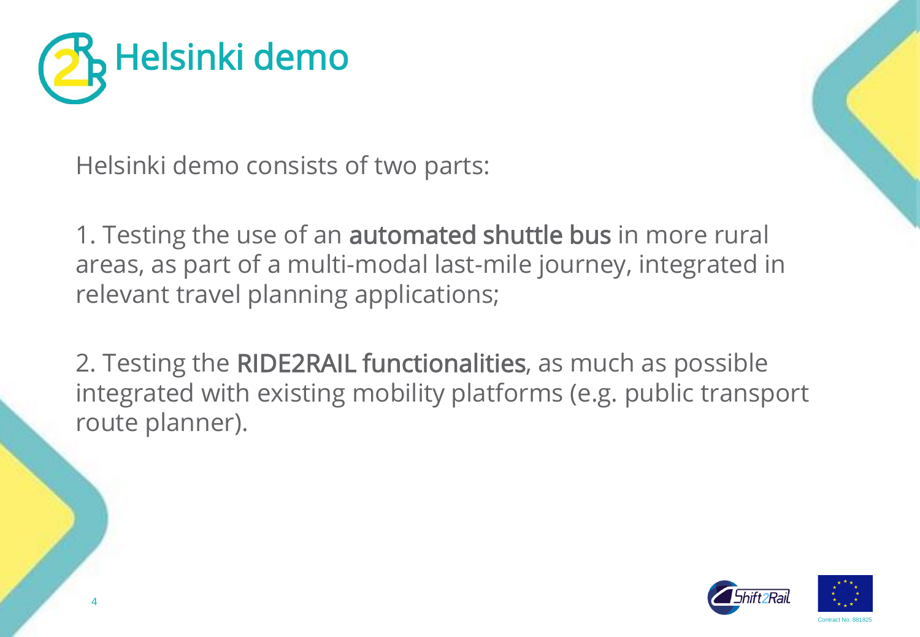# Helsinki demo

Helsinki demo consists of two parts:

1. Testing the use of an **automated shuttle bus** in more rural areas, as part of a multi-modal last-mile journey, integrated in relevant travel planning applications;

2. Testing the **RIDE2RAIL functionalities**, as much as possible integrated with existing mobility platforms (e.g. public transport route planner).

Contract No. 881825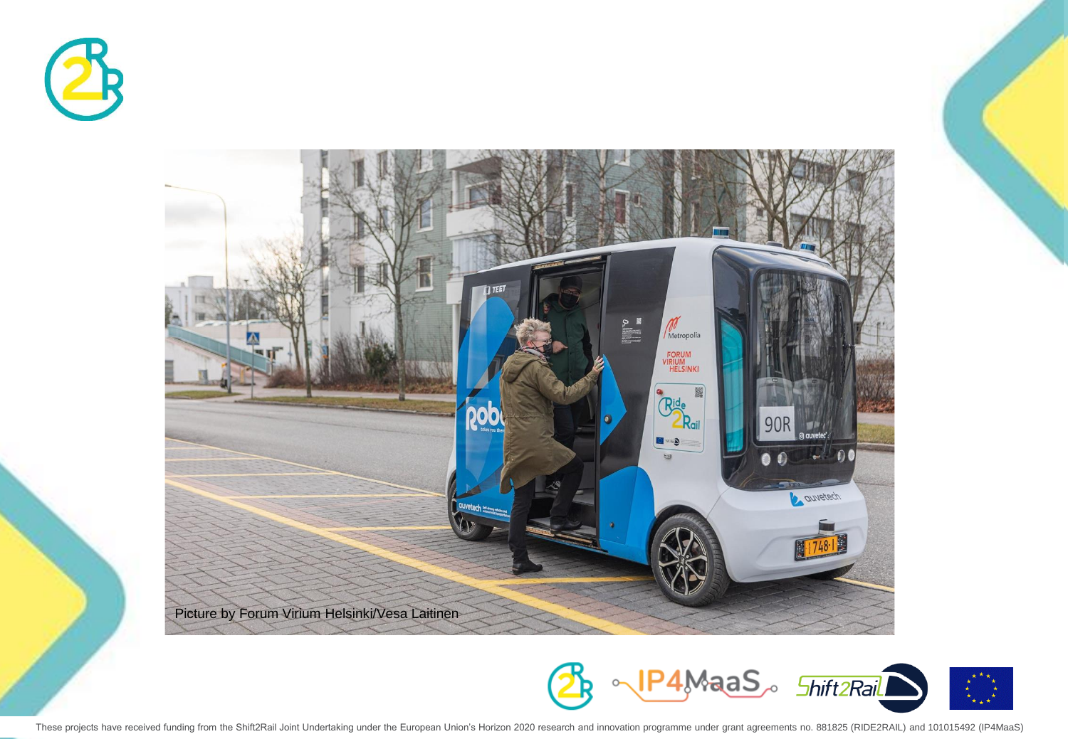Picture by Forum Virium Helsinki/Vesa Laitinen

These projects have received funding from the Shift2Rail Joint Undertaking under the European Union's Horizon 2020 research and innovation programme under grant agreements no. 881825 (RIDE2RAIL) and 101015492 (IP4MaaS)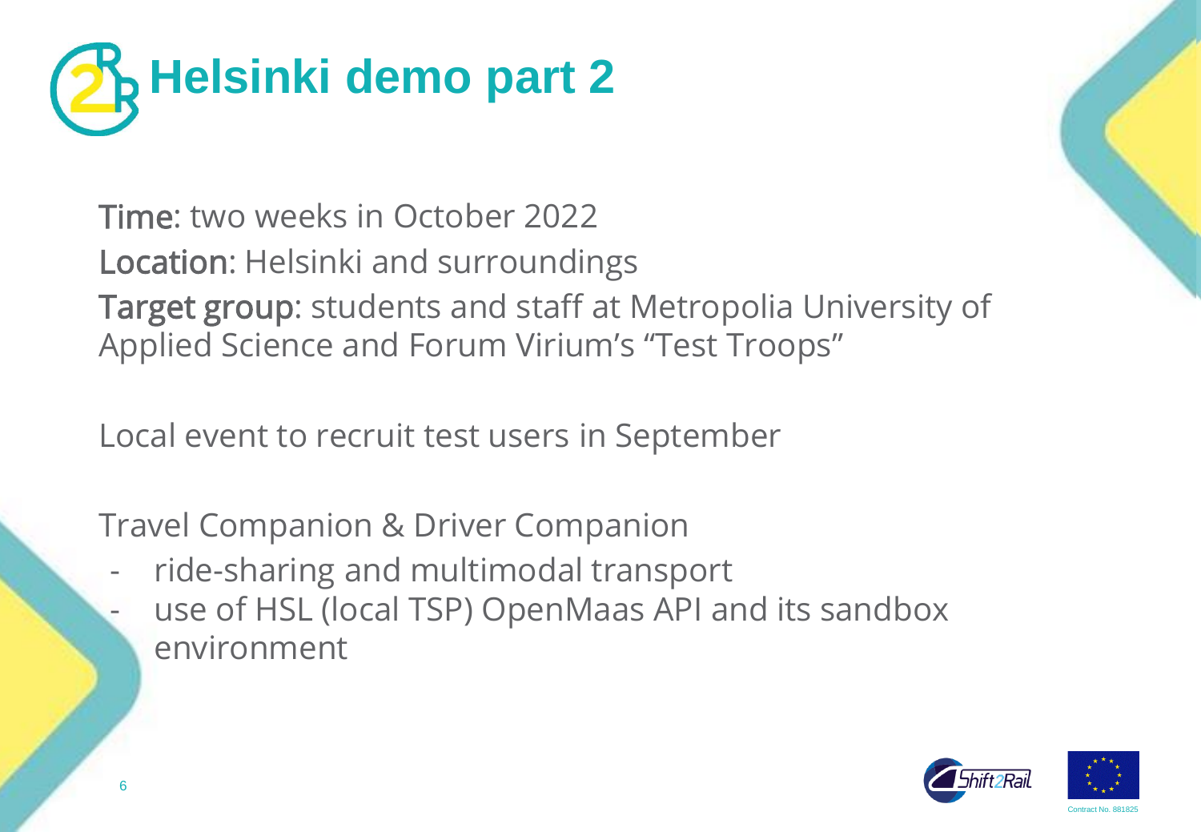# Helsinki demo part 2

**Time**: two weeks in October 2022

**Location**: Helsinki and surroundings

**Target group**: students and staff at Metropolia University of Applied Science and Forum Virium's "Test Troops"

Local event to recruit test users in September

Travel Companion & Driver Companion

- ride-sharing and multimodal transport
- use of HSL (local TSP) OpenMaas API and its sandbox environment

Contract No. 881825